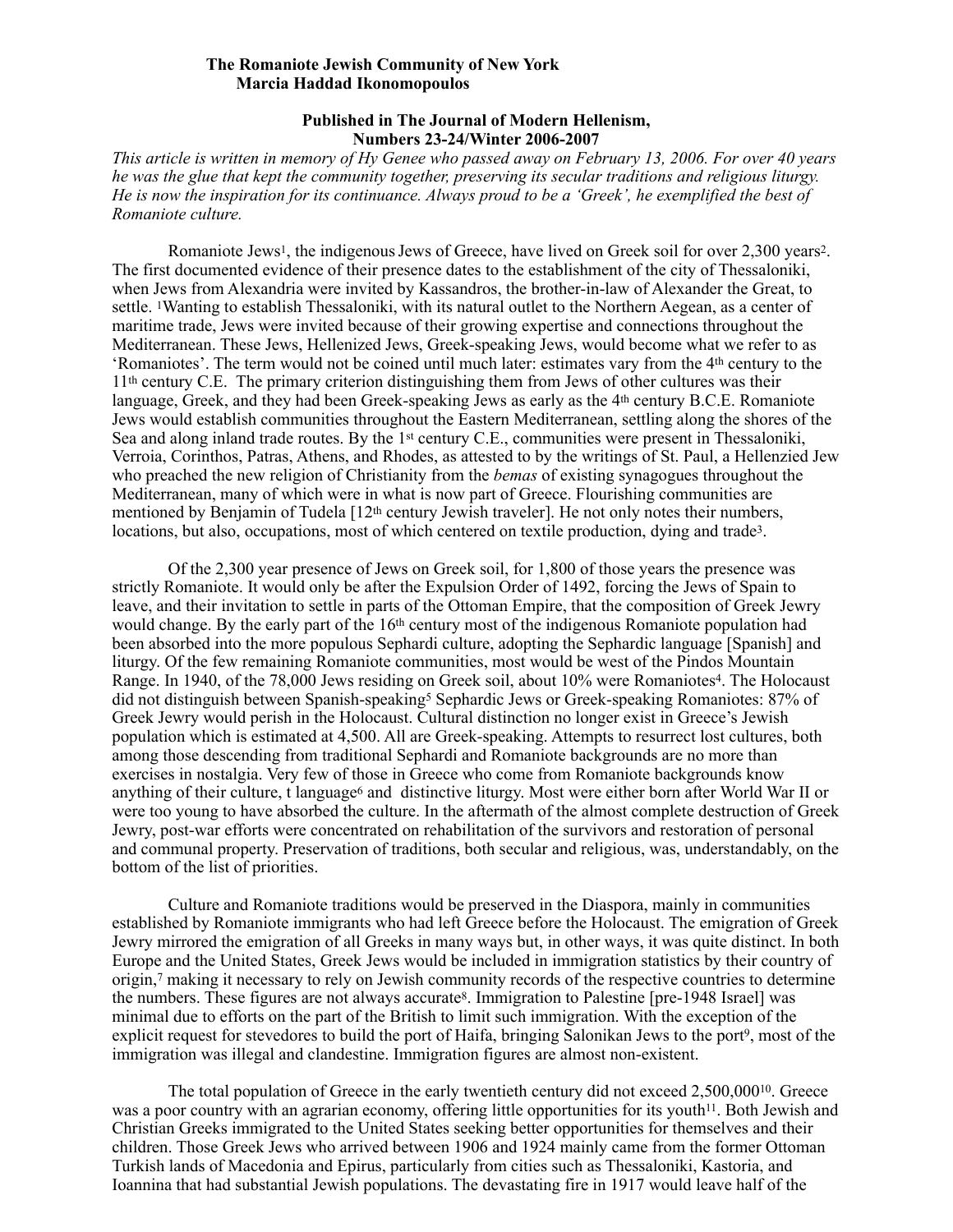**The Romaniote Jewish Community of New York**
**Marcia Haddad Ikonomopoulos**

**Published in The Journal of Modern Hellenism, Numbers 23-24/Winter 2006-2007**

*This article is written in memory of Hy Genee who passed away on February 13, 2006. For over 40 years he was the glue that kept the community together, preserving its secular traditions and religious liturgy. He is now the inspiration for its continuance. Always proud to be a 'Greek', he exemplified the best of Romaniote culture.*

Romaniote Jews[1], the indigenous Jews of Greece, have lived on Greek soil for over 2,300 years[2]. The first documented evidence of their presence dates to the establishment of the city of Thessaloniki, when Jews from Alexandria were invited by Kassandros, the brother-in-law of Alexander the Great, to settle. [1]Wanting to establish Thessaloniki, with its natural outlet to the Northern Aegean, as a center of maritime trade, Jews were invited because of their growing expertise and connections throughout the Mediterranean. These Jews, Hellenized Jews, Greek-speaking Jews, would become what we refer to as 'Romaniotes'. The term would not be coined until much later: estimates vary from the 4th century to the 11th century C.E. The primary criterion distinguishing them from Jews of other cultures was their language, Greek, and they had been Greek-speaking Jews as early as the 4th century B.C.E. Romaniote Jews would establish communities throughout the Eastern Mediterranean, settling along the shores of the Sea and along inland trade routes. By the 1st century C.E., communities were present in Thessaloniki, Verroia, Corinthos, Patras, Athens, and Rhodes, as attested to by the writings of St. Paul, a Hellenzied Jew who preached the new religion of Christianity from the *bemas* of existing synagogues throughout the Mediterranean, many of which were in what is now part of Greece. Flourishing communities are mentioned by Benjamin of Tudela [12th century Jewish traveler]. He not only notes their numbers, locations, but also, occupations, most of which centered on textile production, dying and trade[3].

Of the 2,300 year presence of Jews on Greek soil, for 1,800 of those years the presence was strictly Romaniote. It would only be after the Expulsion Order of 1492, forcing the Jews of Spain to leave, and their invitation to settle in parts of the Ottoman Empire, that the composition of Greek Jewry would change. By the early part of the 16th century most of the indigenous Romaniote population had been absorbed into the more populous Sephardi culture, adopting the Sephardic language [Spanish] and liturgy. Of the few remaining Romaniote communities, most would be west of the Pindos Mountain Range. In 1940, of the 78,000 Jews residing on Greek soil, about 10% were Romaniotes[4]. The Holocaust did not distinguish between Spanish-speaking[5] Sephardic Jews or Greek-speaking Romaniotes: 87% of Greek Jewry would perish in the Holocaust. Cultural distinction no longer exist in Greece's Jewish population which is estimated at 4,500. All are Greek-speaking. Attempts to resurrect lost cultures, both among those descending from traditional Sephardi and Romaniote backgrounds are no more than exercises in nostalgia. Very few of those in Greece who come from Romaniote backgrounds know anything of their culture, t language[6] and distinctive liturgy. Most were either born after World War II or were too young to have absorbed the culture. In the aftermath of the almost complete destruction of Greek Jewry, post-war efforts were concentrated on rehabilitation of the survivors and restoration of personal and communal property. Preservation of traditions, both secular and religious, was, understandably, on the bottom of the list of priorities.

Culture and Romaniote traditions would be preserved in the Diaspora, mainly in communities established by Romaniote immigrants who had left Greece before the Holocaust. The emigration of Greek Jewry mirrored the emigration of all Greeks in many ways but, in other ways, it was quite distinct. In both Europe and the United States, Greek Jews would be included in immigration statistics by their country of origin,[7] making it necessary to rely on Jewish community records of the respective countries to determine the numbers. These figures are not always accurate[8]. Immigration to Palestine [pre-1948 Israel] was minimal due to efforts on the part of the British to limit such immigration. With the exception of the explicit request for stevedores to build the port of Haifa, bringing Salonikan Jews to the port[9], most of the immigration was illegal and clandestine. Immigration figures are almost non-existent.

The total population of Greece in the early twentieth century did not exceed 2,500,000[10]. Greece was a poor country with an agrarian economy, offering little opportunities for its youth[11]. Both Jewish and Christian Greeks immigrated to the United States seeking better opportunities for themselves and their children. Those Greek Jews who arrived between 1906 and 1924 mainly came from the former Ottoman Turkish lands of Macedonia and Epirus, particularly from cities such as Thessaloniki, Kastoria, and Ioannina that had substantial Jewish populations. The devastating fire in 1917 would leave half of the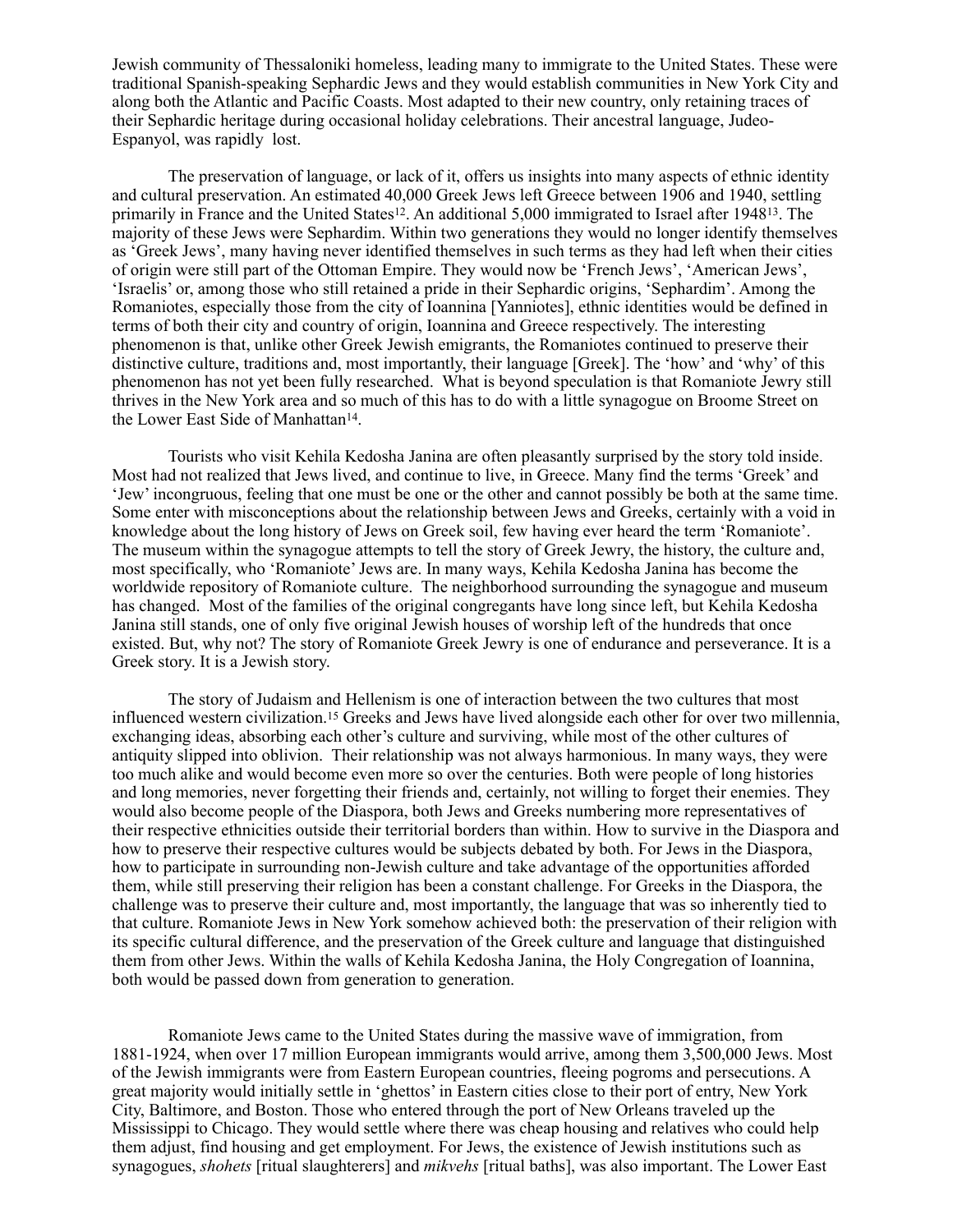Jewish community of Thessaloniki homeless, leading many to immigrate to the United States. These were traditional Spanish-speaking Sephardic Jews and they would establish communities in New York City and along both the Atlantic and Pacific Coasts. Most adapted to their new country, only retaining traces of their Sephardic heritage during occasional holiday celebrations. Their ancestral language, Judeo-Espanyol, was rapidly lost.

The preservation of language, or lack of it, offers us insights into many aspects of ethnic identity and cultural preservation. An estimated 40,000 Greek Jews left Greece between 1906 and 1940, settling primarily in France and the United States[12]. An additional 5,000 immigrated to Israel after 1948[13]. The majority of these Jews were Sephardim. Within two generations they would no longer identify themselves as 'Greek Jews', many having never identified themselves in such terms as they had left when their cities of origin were still part of the Ottoman Empire. They would now be 'French Jews', 'American Jews', 'Israelis' or, among those who still retained a pride in their Sephardic origins, 'Sephardim'. Among the Romaniotes, especially those from the city of Ioannina [Yanniotes], ethnic identities would be defined in terms of both their city and country of origin, Ioannina and Greece respectively. The interesting phenomenon is that, unlike other Greek Jewish emigrants, the Romaniotes continued to preserve their distinctive culture, traditions and, most importantly, their language [Greek]. The 'how' and 'why' of this phenomenon has not yet been fully researched. What is beyond speculation is that Romaniote Jewry still thrives in the New York area and so much of this has to do with a little synagogue on Broome Street on the Lower East Side of Manhattan[14].

Tourists who visit Kehila Kedosha Janina are often pleasantly surprised by the story told inside. Most had not realized that Jews lived, and continue to live, in Greece. Many find the terms 'Greek' and 'Jew' incongruous, feeling that one must be one or the other and cannot possibly be both at the same time. Some enter with misconceptions about the relationship between Jews and Greeks, certainly with a void in knowledge about the long history of Jews on Greek soil, few having ever heard the term 'Romaniote'. The museum within the synagogue attempts to tell the story of Greek Jewry, the history, the culture and, most specifically, who 'Romaniote' Jews are. In many ways, Kehila Kedosha Janina has become the worldwide repository of Romaniote culture. The neighborhood surrounding the synagogue and museum has changed. Most of the families of the original congregants have long since left, but Kehila Kedosha Janina still stands, one of only five original Jewish houses of worship left of the hundreds that once existed. But, why not? The story of Romaniote Greek Jewry is one of endurance and perseverance. It is a Greek story. It is a Jewish story.

The story of Judaism and Hellenism is one of interaction between the two cultures that most influenced western civilization.[15] Greeks and Jews have lived alongside each other for over two millennia, exchanging ideas, absorbing each other's culture and surviving, while most of the other cultures of antiquity slipped into oblivion. Their relationship was not always harmonious. In many ways, they were too much alike and would become even more so over the centuries. Both were people of long histories and long memories, never forgetting their friends and, certainly, not willing to forget their enemies. They would also become people of the Diaspora, both Jews and Greeks numbering more representatives of their respective ethnicities outside their territorial borders than within. How to survive in the Diaspora and how to preserve their respective cultures would be subjects debated by both. For Jews in the Diaspora, how to participate in surrounding non-Jewish culture and take advantage of the opportunities afforded them, while still preserving their religion has been a constant challenge. For Greeks in the Diaspora, the challenge was to preserve their culture and, most importantly, the language that was so inherently tied to that culture. Romaniote Jews in New York somehow achieved both: the preservation of their religion with its specific cultural difference, and the preservation of the Greek culture and language that distinguished them from other Jews. Within the walls of Kehila Kedosha Janina, the Holy Congregation of Ioannina, both would be passed down from generation to generation.

Romaniote Jews came to the United States during the massive wave of immigration, from 1881-1924, when over 17 million European immigrants would arrive, among them 3,500,000 Jews. Most of the Jewish immigrants were from Eastern European countries, fleeing pogroms and persecutions. A great majority would initially settle in 'ghettos' in Eastern cities close to their port of entry, New York City, Baltimore, and Boston. Those who entered through the port of New Orleans traveled up the Mississippi to Chicago. They would settle where there was cheap housing and relatives who could help them adjust, find housing and get employment. For Jews, the existence of Jewish institutions such as synagogues, *shohets* [ritual slaughterers] and *mikvehs* [ritual baths], was also important. The Lower East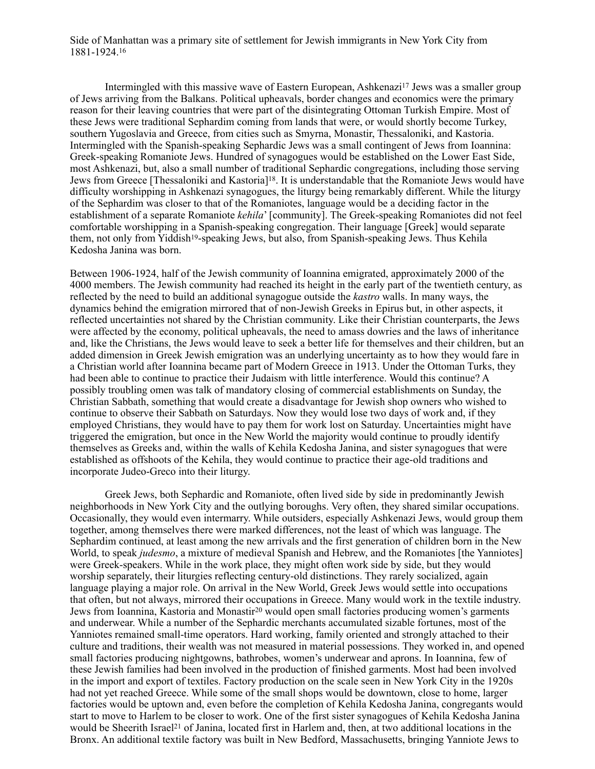Side of Manhattan was a primary site of settlement for Jewish immigrants in New York City from 1881-1924.[16]

Intermingled with this massive wave of Eastern European, Ashkenazi[17] Jews was a smaller group of Jews arriving from the Balkans. Political upheavals, border changes and economics were the primary reason for their leaving countries that were part of the disintegrating Ottoman Turkish Empire. Most of these Jews were traditional Sephardim coming from lands that were, or would shortly become Turkey, southern Yugoslavia and Greece, from cities such as Smyrna, Monastir, Thessaloniki, and Kastoria. Intermingled with the Spanish-speaking Sephardic Jews was a small contingent of Jews from Ioannina: Greek-speaking Romaniote Jews. Hundred of synagogues would be established on the Lower East Side, most Ashkenazi, but, also a small number of traditional Sephardic congregations, including those serving Jews from Greece [Thessaloniki and Kastoria][18]. It is understandable that the Romaniote Jews would have difficulty worshipping in Ashkenazi synagogues, the liturgy being remarkably different. While the liturgy of the Sephardim was closer to that of the Romaniotes, language would be a deciding factor in the establishment of a separate Romaniote *kehila*' [community]. The Greek-speaking Romaniotes did not feel comfortable worshipping in a Spanish-speaking congregation. Their language [Greek] would separate them, not only from Yiddish[19]-speaking Jews, but also, from Spanish-speaking Jews. Thus Kehila Kedosha Janina was born.

Between 1906-1924, half of the Jewish community of Ioannina emigrated, approximately 2000 of the 4000 members. The Jewish community had reached its height in the early part of the twentieth century, as reflected by the need to build an additional synagogue outside the *kastro* walls. In many ways, the dynamics behind the emigration mirrored that of non-Jewish Greeks in Epirus but, in other aspects, it reflected uncertainties not shared by the Christian community. Like their Christian counterparts, the Jews were affected by the economy, political upheavals, the need to amass dowries and the laws of inheritance and, like the Christians, the Jews would leave to seek a better life for themselves and their children, but an added dimension in Greek Jewish emigration was an underlying uncertainty as to how they would fare in a Christian world after Ioannina became part of Modern Greece in 1913. Under the Ottoman Turks, they had been able to continue to practice their Judaism with little interference. Would this continue? A possibly troubling omen was talk of mandatory closing of commercial establishments on Sunday, the Christian Sabbath, something that would create a disadvantage for Jewish shop owners who wished to continue to observe their Sabbath on Saturdays. Now they would lose two days of work and, if they employed Christians, they would have to pay them for work lost on Saturday. Uncertainties might have triggered the emigration, but once in the New World the majority would continue to proudly identify themselves as Greeks and, within the walls of Kehila Kedosha Janina, and sister synagogues that were established as offshoots of the Kehila, they would continue to practice their age-old traditions and incorporate Judeo-Greco into their liturgy.

Greek Jews, both Sephardic and Romaniote, often lived side by side in predominantly Jewish neighborhoods in New York City and the outlying boroughs. Very often, they shared similar occupations. Occasionally, they would even intermarry. While outsiders, especially Ashkenazi Jews, would group them together, among themselves there were marked differences, not the least of which was language. The Sephardim continued, at least among the new arrivals and the first generation of children born in the New World, to speak *judesmo*, a mixture of medieval Spanish and Hebrew, and the Romaniotes [the Yanniotes] were Greek-speakers. While in the work place, they might often work side by side, but they would worship separately, their liturgies reflecting century-old distinctions. They rarely socialized, again language playing a major role. On arrival in the New World, Greek Jews would settle into occupations that often, but not always, mirrored their occupations in Greece. Many would work in the textile industry. Jews from Ioannina, Kastoria and Monastir[20] would open small factories producing women's garments and underwear. While a number of the Sephardic merchants accumulated sizable fortunes, most of the Yanniotes remained small-time operators. Hard working, family oriented and strongly attached to their culture and traditions, their wealth was not measured in material possessions. They worked in, and opened small factories producing nightgowns, bathrobes, women's underwear and aprons. In Ioannina, few of these Jewish families had been involved in the production of finished garments. Most had been involved in the import and export of textiles. Factory production on the scale seen in New York City in the 1920s had not yet reached Greece. While some of the small shops would be downtown, close to home, larger factories would be uptown and, even before the completion of Kehilah Kedosha Janina, congregants would start to move to Harlem to be closer to work. One of the first sister synagogues of Kehila Kedosha Janina would be Sheerith Israel[21] of Janina, located first in Harlem and, then, at two additional locations in the Bronx. An additional textile factory was built in New Bedford, Massachusetts, bringing Yanniote Jews to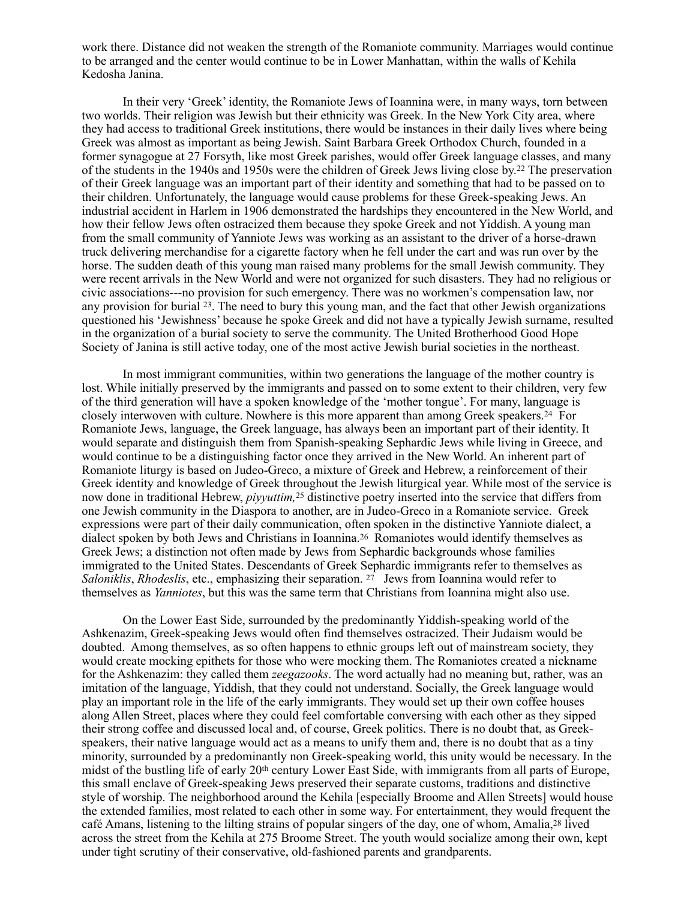work there. Distance did not weaken the strength of the Romaniote community. Marriages would continue to be arranged and the center would continue to be in Lower Manhattan, within the walls of Kehila Kedosha Janina.

In their very 'Greek' identity, the Romaniote Jews of Ioannina were, in many ways, torn between two worlds. Their religion was Jewish but their ethnicity was Greek. In the New York City area, where they had access to traditional Greek institutions, there would be instances in their daily lives where being Greek was almost as important as being Jewish. Saint Barbara Greek Orthodox Church, founded in a former synagogue at 27 Forsyth, like most Greek parishes, would offer Greek language classes, and many of the students in the 1940s and 1950s were the children of Greek Jews living close by.[22] The preservation of their Greek language was an important part of their identity and something that had to be passed on to their children. Unfortunately, the language would cause problems for these Greek-speaking Jews. An industrial accident in Harlem in 1906 demonstrated the hardships they encountered in the New World, and how their fellow Jews often ostracized them because they spoke Greek and not Yiddish. A young man from the small community of Yanniote Jews was working as an assistant to the driver of a horse-drawn truck delivering merchandise for a cigarette factory when he fell under the cart and was run over by the horse. The sudden death of this young man raised many problems for the small Jewish community. They were recent arrivals in the New World and were not organized for such disasters. They had no religious or civic associations---no provision for such emergency. There was no workmen's compensation law, nor any provision for burial [23]. The need to bury this young man, and the fact that other Jewish organizations questioned his 'Jewishness' because he spoke Greek and did not have a typically Jewish surname, resulted in the organization of a burial society to serve the community. The United Brotherhood Good Hope Society of Janina is still active today, one of the most active Jewish burial societies in the northeast.

In most immigrant communities, within two generations the language of the mother country is lost. While initially preserved by the immigrants and passed on to some extent to their children, very few of the third generation will have a spoken knowledge of the 'mother tongue'. For many, language is closely interwoven with culture. Nowhere is this more apparent than among Greek speakers.[24] For Romaniote Jews, language, the Greek language, has always been an important part of their identity. It would separate and distinguish them from Spanish-speaking Sephardic Jews while living in Greece, and would continue to be a distinguishing factor once they arrived in the New World. An inherent part of Romaniote liturgy is based on Judeo-Greco, a mixture of Greek and Hebrew, a reinforcement of their Greek identity and knowledge of Greek throughout the Jewish liturgical year. While most of the service is now done in traditional Hebrew, *piyyuttim,*[25] distinctive poetry inserted into the service that differs from one Jewish community in the Diaspora to another, are in Judeo-Greco in a Romaniote service. Greek expressions were part of their daily communication, often spoken in the distinctive Yanniote dialect, a dialect spoken by both Jews and Christians in Ioannina.[26] Romaniotes would identify themselves as Greek Jews; a distinction not often made by Jews from Sephardic backgrounds whose families immigrated to the United States. Descendants of Greek Sephardic immigrants refer to themselves as *Saloniklis*, *Rhodeslis*, etc., emphasizing their separation. [27] Jews from Ioannina would refer to themselves as *Yanniotes*, but this was the same term that Christians from Ioannina might also use.

On the Lower East Side, surrounded by the predominantly Yiddish-speaking world of the Ashkenazim, Greek-speaking Jews would often find themselves ostracized. Their Judaism would be doubted. Among themselves, as so often happens to ethnic groups left out of mainstream society, they would create mocking epithets for those who were mocking them. The Romaniotes created a nickname for the Ashkenazim: they called them *zeegazooks*. The word actually had no meaning but, rather, was an imitation of the language, Yiddish, that they could not understand. Socially, the Greek language would play an important role in the life of the early immigrants. They would set up their own coffee houses along Allen Street, places where they could feel comfortable conversing with each other as they sipped their strong coffee and discussed local and, of course, Greek politics. There is no doubt that, as Greek-speakers, their native language would act as a means to unify them and, there is no doubt that as a tiny minority, surrounded by a predominantly non Greek-speaking world, this unity would be necessary. In the midst of the bustling life of early 20th century Lower East Side, with immigrants from all parts of Europe, this small enclave of Greek-speaking Jews preserved their separate customs, traditions and distinctive style of worship. The neighborhood around the Kehila [especially Broome and Allen Streets] would house the extended families, most related to each other in some way. For entertainment, they would frequent the café Amans, listening to the lilting strains of popular singers of the day, one of whom, Amalia,[28] lived across the street from the Kehila at 275 Broome Street. The youth would socialize among their own, kept under tight scrutiny of their conservative, old-fashioned parents and grandparents.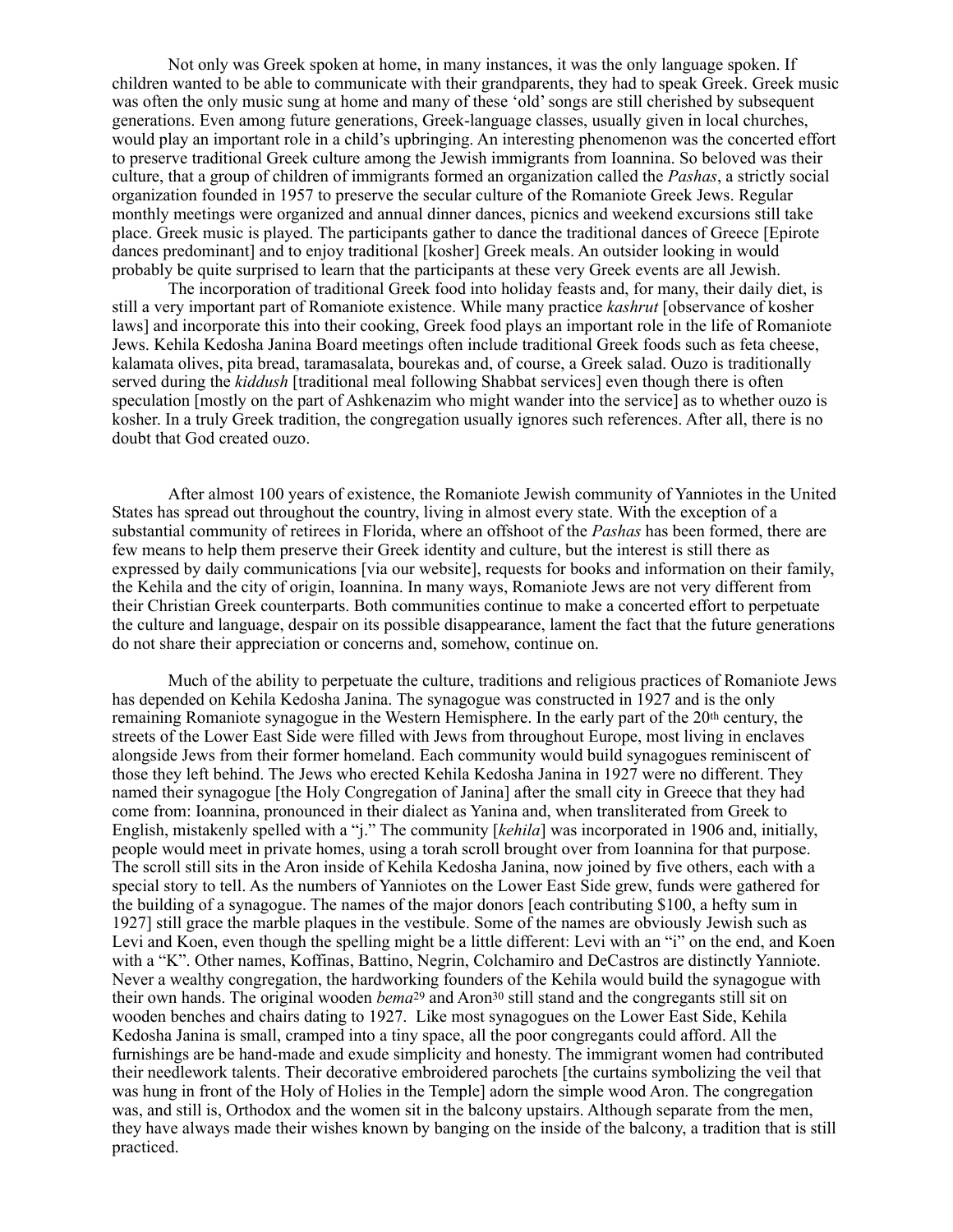Not only was Greek spoken at home, in many instances, it was the only language spoken. If children wanted to be able to communicate with their grandparents, they had to speak Greek. Greek music was often the only music sung at home and many of these 'old' songs are still cherished by subsequent generations. Even among future generations, Greek-language classes, usually given in local churches, would play an important role in a child's upbringing. An interesting phenomenon was the concerted effort to preserve traditional Greek culture among the Jewish immigrants from Ioannina. So beloved was their culture, that a group of children of immigrants formed an organization called the *Pashas*, a strictly social organization founded in 1957 to preserve the secular culture of the Romaniote Greek Jews. Regular monthly meetings were organized and annual dinner dances, picnics and weekend excursions still take place. Greek music is played. The participants gather to dance the traditional dances of Greece [Epirote dances predominant] and to enjoy traditional [kosher] Greek meals. An outsider looking in would probably be quite surprised to learn that the participants at these very Greek events are all Jewish.

The incorporation of traditional Greek food into holiday feasts and, for many, their daily diet, is still a very important part of Romaniote existence. While many practice *kashrut* [observance of kosher laws] and incorporate this into their cooking, Greek food plays an important role in the life of Romaniote Jews. Kehila Kedosha Janina Board meetings often include traditional Greek foods such as feta cheese, kalamata olives, pita bread, taramasalata, bourekas and, of course, a Greek salad. Ouzo is traditionally served during the *kiddush* [traditional meal following Shabbat services] even though there is often speculation [mostly on the part of Ashkenazim who might wander into the service] as to whether ouzo is kosher. In a truly Greek tradition, the congregation usually ignores such references. After all, there is no doubt that God created ouzo.

After almost 100 years of existence, the Romaniote Jewish community of Yanniotes in the United States has spread out throughout the country, living in almost every state. With the exception of a substantial community of retirees in Florida, where an offshoot of the *Pashas* has been formed, there are few means to help them preserve their Greek identity and culture, but the interest is still there as expressed by daily communications [via our website], requests for books and information on their family, the Kehila and the city of origin, Ioannina. In many ways, Romaniote Jews are not very different from their Christian Greek counterparts. Both communities continue to make a concerted effort to perpetuate the culture and language, despair on its possible disappearance, lament the fact that the future generations do not share their appreciation or concerns and, somehow, continue on.

Much of the ability to perpetuate the culture, traditions and religious practices of Romaniote Jews has depended on Kehila Kedosha Janina. The synagogue was constructed in 1927 and is the only remaining Romaniote synagogue in the Western Hemisphere. In the early part of the 20th century, the streets of the Lower East Side were filled with Jews from throughout Europe, most living in enclaves alongside Jews from their former homeland. Each community would build synagogues reminiscent of those they left behind. The Jews who erected Kehila Kedosha Janina in 1927 were no different. They named their synagogue [the Holy Congregation of Janina] after the small city in Greece that they had come from: Ioannina, pronounced in their dialect as Yanina and, when transliterated from Greek to English, mistakenly spelled with a "j." The community [*kehila*] was incorporated in 1906 and, initially, people would meet in private homes, using a torah scroll brought over from Ioannina for that purpose. The scroll still sits in the Aron inside of Kehila Kedosha Janina, now joined by five others, each with a special story to tell. As the numbers of Yanniotes on the Lower East Side grew, funds were gathered for the building of a synagogue. The names of the major donors [each contributing $100, a hefty sum in 1927] still grace the marble plaques in the vestibule. Some of the names are obviously Jewish such as Levi and Koen, even though the spelling might be a little different: Levi with an "i" on the end, and Koen with a "K". Other names, Koffinas, Battino, Negrin, Colchamiro and DeCastros are distinctly Yanniote. Never a wealthy congregation, the hardworking founders of the Kehila would build the synagogue with their own hands. The original wooden *bema*[29] and Aron[30] still stand and the congregants still sit on wooden benches and chairs dating to 1927. Like most synagogues on the Lower East Side, Kehila Kedosha Janina is small, cramped into a tiny space, all the poor congregants could afford. All the furnishings are be hand-made and exude simplicity and honesty. The immigrant women had contributed their needlework talents. Their decorative embroidered parochets [the curtains symbolizing the veil that was hung in front of the Holy of Holies in the Temple] adorn the simple wood Aron. The congregation was, and still is, Orthodox and the women sit in the balcony upstairs. Although separate from the men, they have always made their wishes known by banging on the inside of the balcony, a tradition that is still practiced.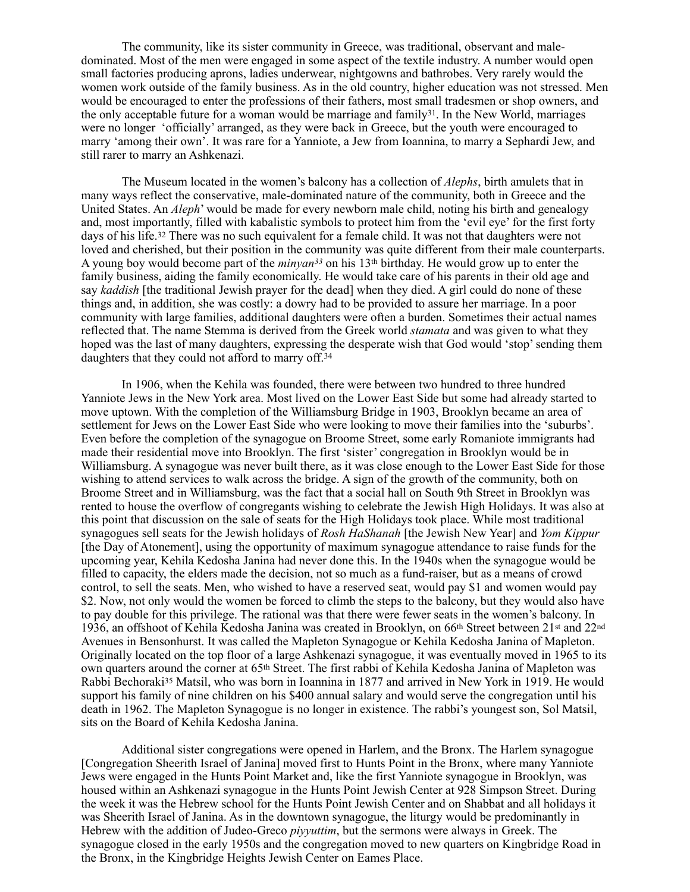The community, like its sister community in Greece, was traditional, observant and male-dominated. Most of the men were engaged in some aspect of the textile industry. A number would open small factories producing aprons, ladies underwear, nightgowns and bathrobes. Very rarely would the women work outside of the family business. As in the old country, higher education was not stressed. Men would be encouraged to enter the professions of their fathers, most small tradesmen or shop owners, and the only acceptable future for a woman would be marriage and family[31]. In the New World, marriages were no longer 'officially' arranged, as they were back in Greece, but the youth were encouraged to marry 'among their own'. It was rare for a Yanniote, a Jew from Ioannina, to marry a Sephardi Jew, and still rarer to marry an Ashkenazi.

The Museum located in the women's balcony has a collection of *Alephs*, birth amulets that in many ways reflect the conservative, male-dominated nature of the community, both in Greece and the United States. An *Aleph*' would be made for every newborn male child, noting his birth and genealogy and, most importantly, filled with kabalistic symbols to protect him from the 'evil eye' for the first forty days of his life.[32] There was no such equivalent for a female child. It was not that daughters were not loved and cherished, but their position in the community was quite different from their male counterparts. A young boy would become part of the *minyan*[33] on his 13th birthday. He would grow up to enter the family business, aiding the family economically. He would take care of his parents in their old age and say *kaddish* [the traditional Jewish prayer for the dead] when they died. A girl could do none of these things and, in addition, she was costly: a dowry had to be provided to assure her marriage. In a poor community with large families, additional daughters were often a burden. Sometimes their actual names reflected that. The name Stemma is derived from the Greek world *stamata* and was given to what they hoped was the last of many daughters, expressing the desperate wish that God would 'stop' sending them daughters that they could not afford to marry off.[34]

In 1906, when the Kehila was founded, there were between two hundred to three hundred Yanniote Jews in the New York area. Most lived on the Lower East Side but some had already started to move uptown. With the completion of the Williamsburg Bridge in 1903, Brooklyn became an area of settlement for Jews on the Lower East Side who were looking to move their families into the 'suburbs'. Even before the completion of the synagogue on Broome Street, some early Romaniote immigrants had made their residential move into Brooklyn. The first 'sister' congregation in Brooklyn would be in Williamsburg. A synagogue was never built there, as it was close enough to the Lower East Side for those wishing to attend services to walk across the bridge. A sign of the growth of the community, both on Broome Street and in Williamsburg, was the fact that a social hall on South 9th Street in Brooklyn was rented to house the overflow of congregants wishing to celebrate the Jewish High Holidays. It was also at this point that discussion on the sale of seats for the High Holidays took place. While most traditional synagogues sell seats for the Jewish holidays of *Rosh HaShanah* [the Jewish New Year] and *Yom Kippur* [the Day of Atonement], using the opportunity of maximum synagogue attendance to raise funds for the upcoming year, Kehila Kedosha Janina had never done this. In the 1940s when the synagogue would be filled to capacity, the elders made the decision, not so much as a fund-raiser, but as a means of crowd control, to sell the seats. Men, who wished to have a reserved seat, would pay $1 and women would pay $2. Now, not only would the women be forced to climb the steps to the balcony, but they would also have to pay double for this privilege. The rational was that there were fewer seats in the women's balcony. In 1936, an offshoot of Kehila Kedosha Janina was created in Brooklyn, on 66th Street between 21st and 22nd Avenues in Bensonhurst. It was called the Mapleton Synagogue or Kehila Kedosha Janina of Mapleton. Originally located on the top floor of a large Ashkenazi synagogue, it was eventually moved in 1965 to its own quarters around the corner at 65th Street. The first rabbi of Kehila Kedosha Janina of Mapleton was Rabbi Bechoraki[35] Matsil, who was born in Ioannina in 1877 and arrived in New York in 1919. He would support his family of nine children on his $400 annual salary and would serve the congregation until his death in 1962. The Mapleton Synagogue is no longer in existence. The rabbi's youngest son, Sol Matsil, sits on the Board of Kehila Kedosha Janina.

Additional sister congregations were opened in Harlem, and the Bronx. The Harlem synagogue [Congregation Sheerith Israel of Janina] moved first to Hunts Point in the Bronx, where many Yanniote Jews were engaged in the Hunts Point Market and, like the first Yanniote synagogue in Brooklyn, was housed within an Ashkenazi synagogue in the Hunts Point Jewish Center at 928 Simpson Street. During the week it was the Hebrew school for the Hunts Point Jewish Center and on Shabbat and all holidays it was Sheerith Israel of Janina. As in the downtown synagogue, the liturgy would be predominantly in Hebrew with the addition of Judeo-Greco *piyyuttim*, but the sermons were always in Greek. The synagogue closed in the early 1950s and the congregation moved to new quarters on Kingbridge Road in the Bronx, in the Kingbridge Heights Jewish Center on Eames Place.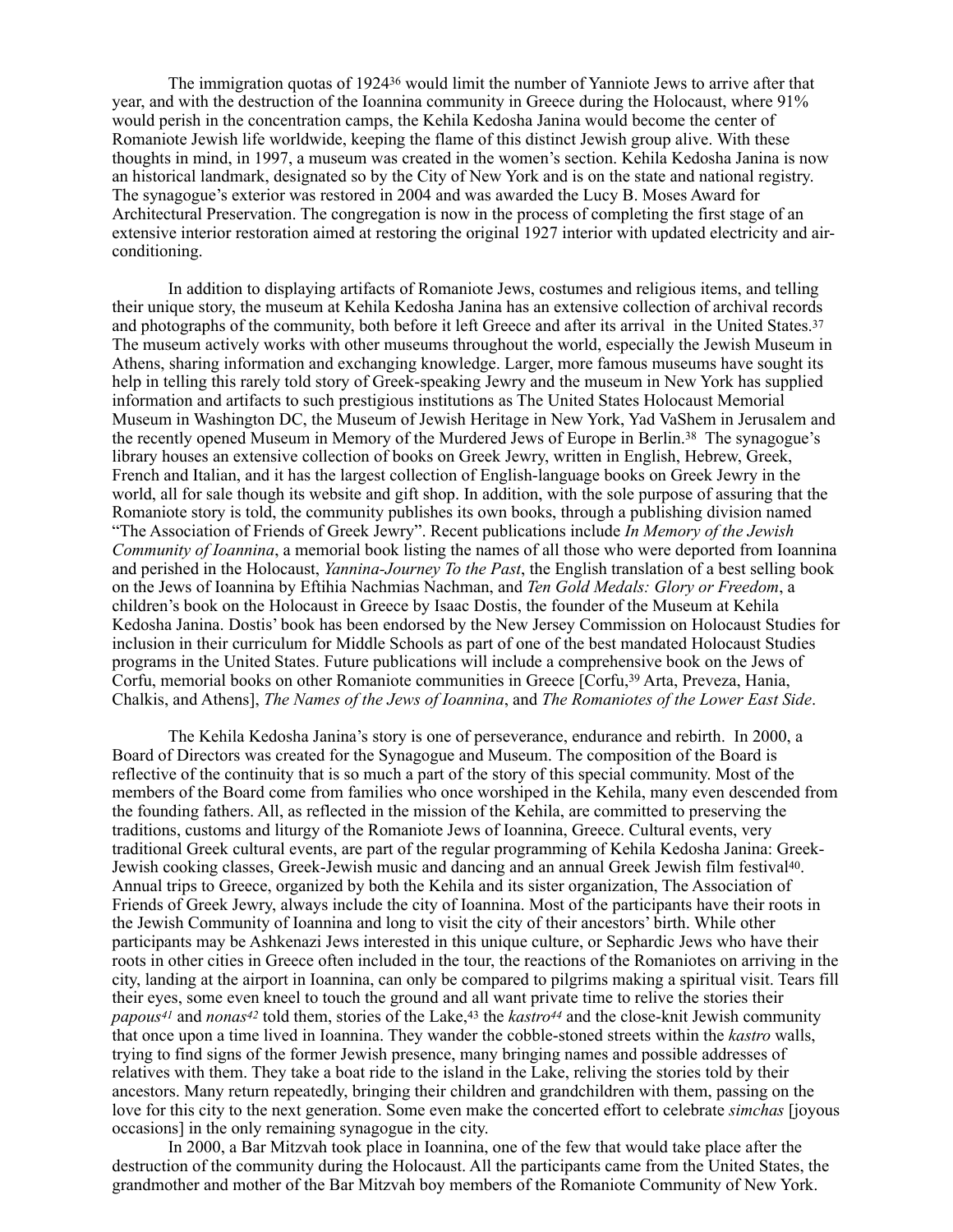The immigration quotas of 1924[36] would limit the number of Yanniote Jews to arrive after that year, and with the destruction of the Ioannina community in Greece during the Holocaust, where 91% would perish in the concentration camps, the Kehila Kedosha Janina would become the center of Romaniote Jewish life worldwide, keeping the flame of this distinct Jewish group alive. With these thoughts in mind, in 1997, a museum was created in the women's section. Kehila Kedosha Janina is now an historical landmark, designated so by the City of New York and is on the state and national registry. The synagogue's exterior was restored in 2004 and was awarded the Lucy B. Moses Award for Architectural Preservation. The congregation is now in the process of completing the first stage of an extensive interior restoration aimed at restoring the original 1927 interior with updated electricity and air-conditioning.

In addition to displaying artifacts of Romaniote Jews, costumes and religious items, and telling their unique story, the museum at Kehila Kedosha Janina has an extensive collection of archival records and photographs of the community, both before it left Greece and after its arrival in the United States.[37] The museum actively works with other museums throughout the world, especially the Jewish Museum in Athens, sharing information and exchanging knowledge. Larger, more famous museums have sought its help in telling this rarely told story of Greek-speaking Jewry and the museum in New York has supplied information and artifacts to such prestigious institutions as The United States Holocaust Memorial Museum in Washington DC, the Museum of Jewish Heritage in New York, Yad VaShem in Jerusalem and the recently opened Museum in Memory of the Murdered Jews of Europe in Berlin.[38] The synagogue's library houses an extensive collection of books on Greek Jewry, written in English, Hebrew, Greek, French and Italian, and it has the largest collection of English-language books on Greek Jewry in the world, all for sale though its website and gift shop. In addition, with the sole purpose of assuring that the Romaniote story is told, the community publishes its own books, through a publishing division named "The Association of Friends of Greek Jewry". Recent publications include *In Memory of the Jewish Community of Ioannina*, a memorial book listing the names of all those who were deported from Ioannina and perished in the Holocaust, *Yannina-Journey To the Past*, the English translation of a best selling book on the Jews of Ioannina by Eftihia Nachmias Nachman, and *Ten Gold Medals: Glory or Freedom*, a children's book on the Holocaust in Greece by Isaac Dostis, the founder of the Museum at Kehila Kedosha Janina. Dostis' book has been endorsed by the New Jersey Commission on Holocaust Studies for inclusion in their curriculum for Middle Schools as part of one of the best mandated Holocaust Studies programs in the United States. Future publications will include a comprehensive book on the Jews of Corfu, memorial books on other Romaniote communities in Greece [Corfu,[39] Arta, Preveza, Hania, Chalkis, and Athens], *The Names of the Jews of Ioannina*, and *The Romaniotes of the Lower East Side*.

The Kehila Kedosha Janina's story is one of perseverance, endurance and rebirth. In 2000, a Board of Directors was created for the Synagogue and Museum. The composition of the Board is reflective of the continuity that is so much a part of the story of this special community. Most of the members of the Board come from families who once worshiped in the Kehila, many even descended from the founding fathers. All, as reflected in the mission of the Kehila, are committed to preserving the traditions, customs and liturgy of the Romaniote Jews of Ioannina, Greece. Cultural events, very traditional Greek cultural events, are part of the regular programming of Kehila Kedosha Janina: Greek-Jewish cooking classes, Greek-Jewish music and dancing and an annual Greek Jewish film festival[40]. Annual trips to Greece, organized by both the Kehila and its sister organization, The Association of Friends of Greek Jewry, always include the city of Ioannina. Most of the participants have their roots in the Jewish Community of Ioannina and long to visit the city of their ancestors' birth. While other participants may be Ashkenazi Jews interested in this unique culture, or Sephardic Jews who have their roots in other cities in Greece often included in the tour, the reactions of the Romaniotes on arriving in the city, landing at the airport in Ioannina, can only be compared to pilgrims making a spiritual visit. Tears fill their eyes, some even kneel to touch the ground and all want private time to relive the stories their *papous*[41] and *nonas*[42] told them, stories of the Lake,[43] the *kastro*[44] and the close-knit Jewish community that once upon a time lived in Ioannina. They wander the cobble-stoned streets within the *kastro* walls, trying to find signs of the former Jewish presence, many bringing names and possible addresses of relatives with them. They take a boat ride to the island in the Lake, reliving the stories told by their ancestors. Many return repeatedly, bringing their children and grandchildren with them, passing on the love for this city to the next generation. Some even make the concerted effort to celebrate *simchas* [joyous occasions] in the only remaining synagogue in the city.

In 2000, a Bar Mitzvah took place in Ioannina, one of the few that would take place after the destruction of the community during the Holocaust. All the participants came from the United States, the grandmother and mother of the Bar Mitzvah boy members of the Romaniote Community of New York.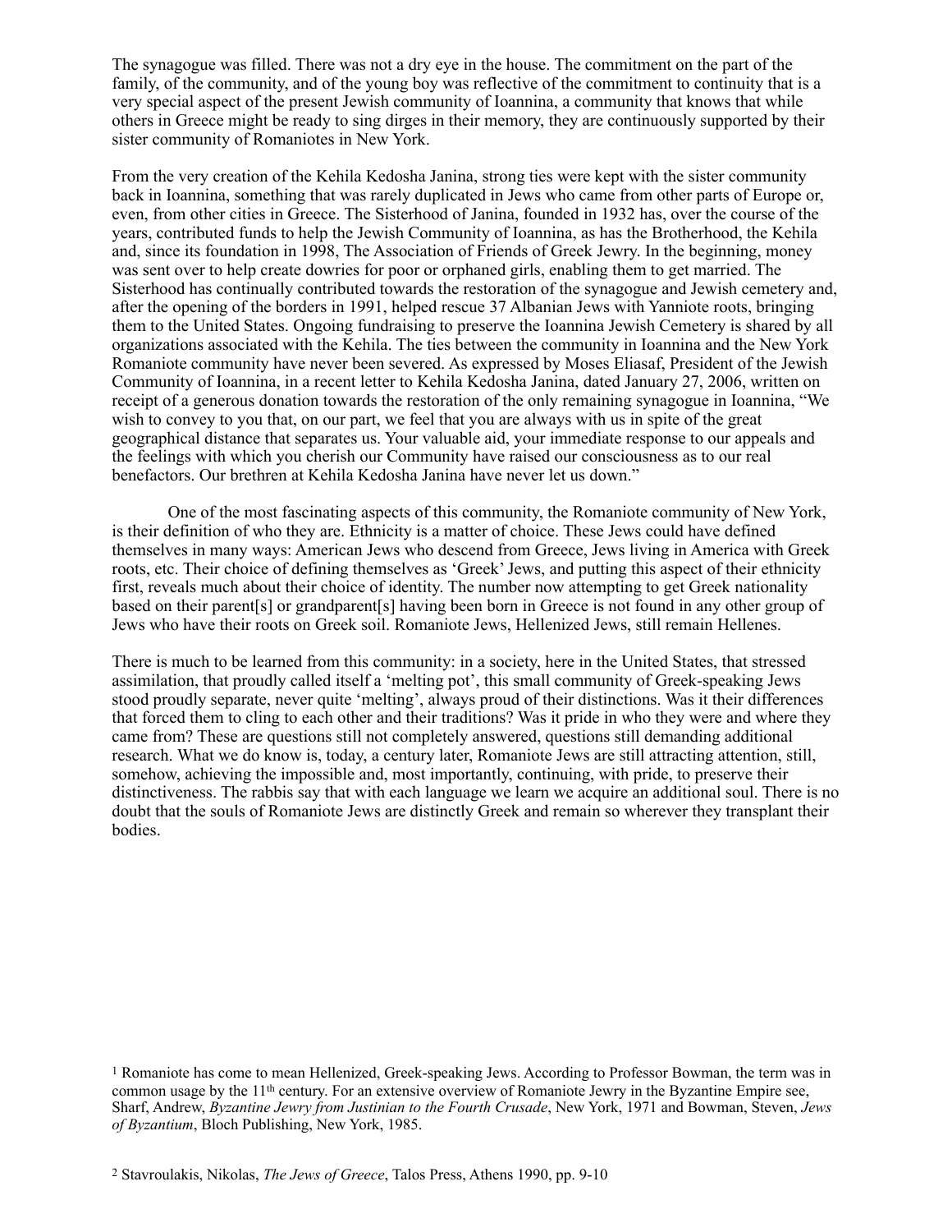The synagogue was filled. There was not a dry eye in the house. The commitment on the part of the family, of the community, and of the young boy was reflective of the commitment to continuity that is a very special aspect of the present Jewish community of Ioannina, a community that knows that while others in Greece might be ready to sing dirges in their memory, they are continuously supported by their sister community of Romaniotes in New York.

From the very creation of the Kehila Kedosha Janina, strong ties were kept with the sister community back in Ioannina, something that was rarely duplicated in Jews who came from other parts of Europe or, even, from other cities in Greece. The Sisterhood of Janina, founded in 1932 has, over the course of the years, contributed funds to help the Jewish Community of Ioannina, as has the Brotherhood, the Kehila and, since its foundation in 1998, The Association of Friends of Greek Jewry. In the beginning, money was sent over to help create dowries for poor or orphaned girls, enabling them to get married. The Sisterhood has continually contributed towards the restoration of the synagogue and Jewish cemetery and, after the opening of the borders in 1991, helped rescue 37 Albanian Jews with Yanniote roots, bringing them to the United States. Ongoing fundraising to preserve the Ioannina Jewish Cemetery is shared by all organizations associated with the Kehila. The ties between the community in Ioannina and the New York Romaniote community have never been severed. As expressed by Moses Eliasaf, President of the Jewish Community of Ioannina, in a recent letter to Kehila Kedosha Janina, dated January 27, 2006, written on receipt of a generous donation towards the restoration of the only remaining synagogue in Ioannina, "We wish to convey to you that, on our part, we feel that you are always with us in spite of the great geographical distance that separates us. Your valuable aid, your immediate response to our appeals and the feelings with which you cherish our Community have raised our consciousness as to our real benefactors. Our brethren at Kehila Kedosha Janina have never let us down."

One of the most fascinating aspects of this community, the Romaniote community of New York, is their definition of who they are. Ethnicity is a matter of choice. These Jews could have defined themselves in many ways: American Jews who descend from Greece, Jews living in America with Greek roots, etc. Their choice of defining themselves as 'Greek' Jews, and putting this aspect of their ethnicity first, reveals much about their choice of identity. The number now attempting to get Greek nationality based on their parent[s] or grandparent[s] having been born in Greece is not found in any other group of Jews who have their roots on Greek soil. Romaniote Jews, Hellenized Jews, still remain Hellenes.

There is much to be learned from this community: in a society, here in the United States, that stressed assimilation, that proudly called itself a 'melting pot', this small community of Greek-speaking Jews stood proudly separate, never quite 'melting', always proud of their distinctions. Was it their differences that forced them to cling to each other and their traditions? Was it pride in who they were and where they came from? These are questions still not completely answered, questions still demanding additional research. What we do know is, today, a century later, Romaniote Jews are still attracting attention, still, somehow, achieving the impossible and, most importantly, continuing, with pride, to preserve their distinctiveness. The rabbis say that with each language we learn we acquire an additional soul. There is no doubt that the souls of Romaniote Jews are distinctly Greek and remain so wherever they transplant their bodies.

[1] Romaniote has come to mean Hellenized, Greek-speaking Jews. According to Professor Bowman, the term was in common usage by the 11th century. For an extensive overview of Romaniote Jewry in the Byzantine Empire see, Sharf, Andrew, *Byzantine Jewry from Justinian to the Fourth Crusade*, New York, 1971 and Bowman, Steven, *Jews of Byzantium*, Bloch Publishing, New York, 1985.

[2] Stavroulakis, Nikolas, *The Jews of Greece*, Talos Press, Athens 1990, pp. 9-10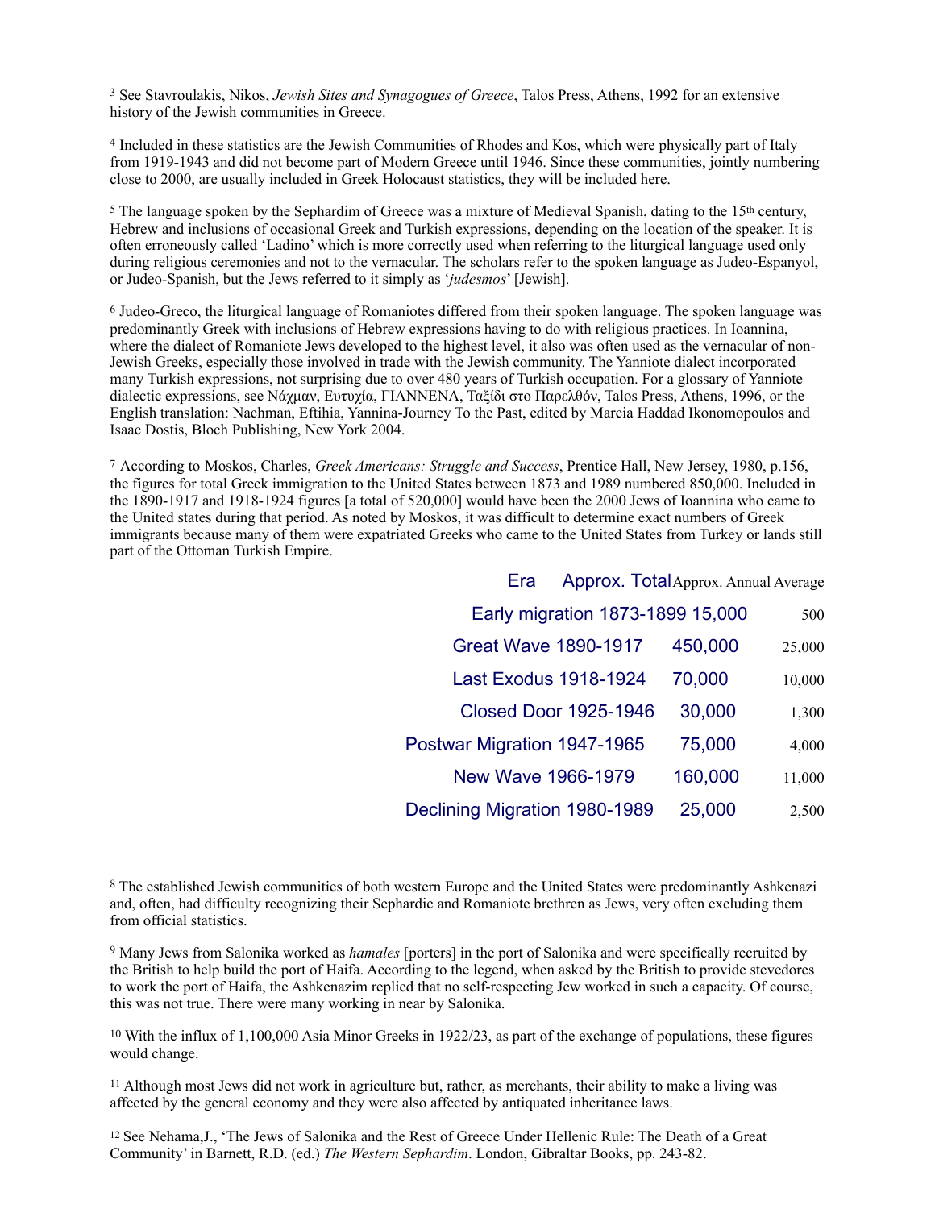[3] See Stavroulakis, Nikos, *Jewish Sites and Synagogues of Greece*, Talos Press, Athens, 1992 for an extensive history of the Jewish communities in Greece.

[4] Included in these statistics are the Jewish Communities of Rhodes and Kos, which were physically part of Italy from 1919-1943 and did not become part of Modern Greece until 1946. Since these communities, jointly numbering close to 2000, are usually included in Greek Holocaust statistics, they will be included here.

[5] The language spoken by the Sephardim of Greece was a mixture of Medieval Spanish, dating to the 15th century, Hebrew and inclusions of occasional Greek and Turkish expressions, depending on the location of the speaker. It is often erroneously called 'Ladino' which is more correctly used when referring to the liturgical language used only during religious ceremonies and not to the vernacular. The scholars refer to the spoken language as Judeo-Espanyol, or Judeo-Spanish, but the Jews referred to it simply as '*judesmos*' [Jewish].

[6] Judeo-Greco, the liturgical language of Romaniotes differed from their spoken language. The spoken language was predominantly Greek with inclusions of Hebrew expressions having to do with religious practices. In Ioannina, where the dialect of Romaniote Jews developed to the highest level, it also was often used as the vernacular of non-Jewish Greeks, especially those involved in trade with the Jewish community. The Yanniote dialect incorporated many Turkish expressions, not surprising due to over 480 years of Turkish occupation. For a glossary of Yanniote dialectic expressions, see Νάχμαν, Ευτυχία, ΓΙΑΝΝΕΝΑ, Ταξίδι στο Παρελθόν, Talos Press, Athens, 1996, or the English translation: Nachman, Eftihia, Yannina-Journey To the Past, edited by Marcia Haddad Ikonomopoulos and Isaac Dostis, Bloch Publishing, New York 2004.

[7] According to Moskos, Charles, *Greek Americans: Struggle and Success*, Prentice Hall, New Jersey, 1980, p.156, the figures for total Greek immigration to the United States between 1873 and 1989 numbered 850,000. Included in the 1890-1917 and 1918-1924 figures [a total of 520,000] would have been the 2000 Jews of Ioannina who came to the United states during that period. As noted by Moskos, it was difficult to determine exact numbers of Greek immigrants because many of them were expatriated Greeks who came to the United States from Turkey or lands still part of the Ottoman Turkish Empire.

| Era | Approx. Total | Approx. Annual Average |
|---|---|---|
| Early migration 1873-1899 | 15,000 | 500 |
| Great Wave 1890-1917 | 450,000 | 25,000 |
| Last Exodus 1918-1924 | 70,000 | 10,000 |
| Closed Door 1925-1946 | 30,000 | 1,300 |
| Postwar Migration 1947-1965 | 75,000 | 4,000 |
| New Wave 1966-1979 | 160,000 | 11,000 |
| Declining Migration 1980-1989 | 25,000 | 2,500 |

[8] The established Jewish communities of both western Europe and the United States were predominantly Ashkenazi and, often, had difficulty recognizing their Sephardic and Romaniote brethren as Jews, very often excluding them from official statistics.

[9] Many Jews from Salonika worked as *hamales* [porters] in the port of Salonika and were specifically recruited by the British to help build the port of Haifa. According to the legend, when asked by the British to provide stevedores to work the port of Haifa, the Ashkenazim replied that no self-respecting Jew worked in such a capacity. Of course, this was not true. There were many working in near by Salonika.

[10] With the influx of 1,100,000 Asia Minor Greeks in 1922/23, as part of the exchange of populations, these figures would change.

[11] Although most Jews did not work in agriculture but, rather, as merchants, their ability to make a living was affected by the general economy and they were also affected by antiquated inheritance laws.

[12] See Nehama,J., 'The Jews of Salonika and the Rest of Greece Under Hellenic Rule: The Death of a Great Community' in Barnett, R.D. (ed.) *The Western Sephardim*. London, Gibraltar Books, pp. 243-82.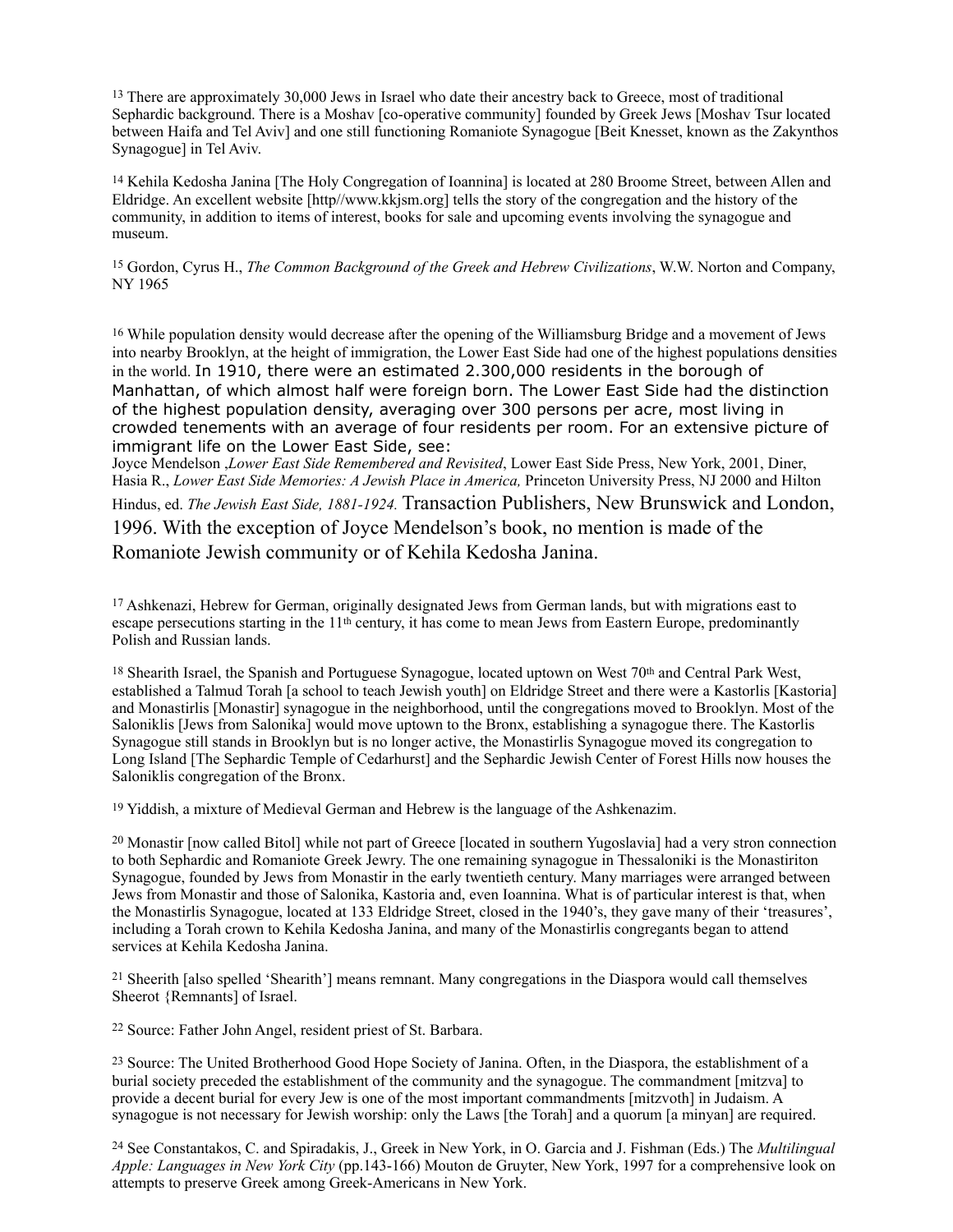[13] There are approximately 30,000 Jews in Israel who date their ancestry back to Greece, most of traditional Sephardic background. There is a Moshav [co-operative community] founded by Greek Jews [Moshav Tsur located between Haifa and Tel Aviv] and one still functioning Romaniote Synagogue [Beit Knesset, known as the Zakynthos Synagogue] in Tel Aviv.

[14] Kehila Kedosha Janina [The Holy Congregation of Ioannina] is located at 280 Broome Street, between Allen and Eldridge. An excellent website [http//www.kkjsm.org] tells the story of the congregation and the history of the community, in addition to items of interest, books for sale and upcoming events involving the synagogue and museum.

[15] Gordon, Cyrus H., *The Common Background of the Greek and Hebrew Civilizations*, W.W. Norton and Company, NY 1965

[16] While population density would decrease after the opening of the Williamsburg Bridge and a movement of Jews into nearby Brooklyn, at the height of immigration, the Lower East Side had one of the highest populations densities in the world. In 1910, there were an estimated 2.300,000 residents in the borough of Manhattan, of which almost half were foreign born. The Lower East Side had the distinction of the highest population density, averaging over 300 persons per acre, most living in crowded tenements with an average of four residents per room. For an extensive picture of immigrant life on the Lower East Side, see:
Joyce Mendelson ,*Lower East Side Remembered and Revisited*, Lower East Side Press, New York, 2001, Diner, Hasia R., *Lower East Side Memories: A Jewish Place in America,* Princeton University Press, NJ 2000 and Hilton Hindus, ed. *The Jewish East Side, 1881-1924.* Transaction Publishers, New Brunswick and London, 1996. With the exception of Joyce Mendelson's book, no mention is made of the Romaniote Jewish community or of Kehila Kedosha Janina.

[17] Ashkenazi, Hebrew for German, originally designated Jews from German lands, but with migrations east to escape persecutions starting in the 11th century, it has come to mean Jews from Eastern Europe, predominantly Polish and Russian lands.

[18] Shearith Israel, the Spanish and Portuguese Synagogue, located uptown on West 70th and Central Park West, established a Talmud Torah [a school to teach Jewish youth] on Eldridge Street and there were a Kastorlis [Kastoria] and Monastirlis [Monastir] synagogue in the neighborhood, until the congregations moved to Brooklyn. Most of the Saloniklis [Jews from Salonika] would move uptown to the Bronx, establishing a synagogue there. The Kastorlis Synagogue still stands in Brooklyn but is no longer active, the Monastirlis Synagogue moved its congregation to Long Island [The Sephardic Temple of Cedarhurst] and the Sephardic Jewish Center of Forest Hills now houses the Saloniklis congregation of the Bronx.

[19] Yiddish, a mixture of Medieval German and Hebrew is the language of the Ashkenazim.

[20] Monastir [now called Bitol] while not part of Greece [located in southern Yugoslavia] had a very stron connection to both Sephardic and Romaniote Greek Jewry. The one remaining synagogue in Thessaloniki is the Monastiriton Synagogue, founded by Jews from Monastir in the early twentieth century. Many marriages were arranged between Jews from Monastir and those of Salonika, Kastoria and, even Ioannina. What is of particular interest is that, when the Monastirlis Synagogue, located at 133 Eldridge Street, closed in the 1940's, they gave many of their 'treasures', including a Torah crown to Kehila Kedosha Janina, and many of the Monastirlis congregants began to attend services at Kehila Kedosha Janina.

[21] Sheerith [also spelled 'Shearith'] means remnant. Many congregations in the Diaspora would call themselves Sheerot {Remnants] of Israel.

[22] Source: Father John Angel, resident priest of St. Barbara.

[23] Source: The United Brotherhood Good Hope Society of Janina. Often, in the Diaspora, the establishment of a burial society preceded the establishment of the community and the synagogue. The commandment [mitzva] to provide a decent burial for every Jew is one of the most important commandments [mitzvoth] in Judaism. A synagogue is not necessary for Jewish worship: only the Laws [the Torah] and a quorum [a minyan] are required.

[24] See Constantakos, C. and Spiradakis, J., Greek in New York, in O. Garcia and J. Fishman (Eds.) The *Multilingual Apple: Languages in New York City* (pp.143-166) Mouton de Gruyter, New York, 1997 for a comprehensive look on attempts to preserve Greek among Greek-Americans in New York.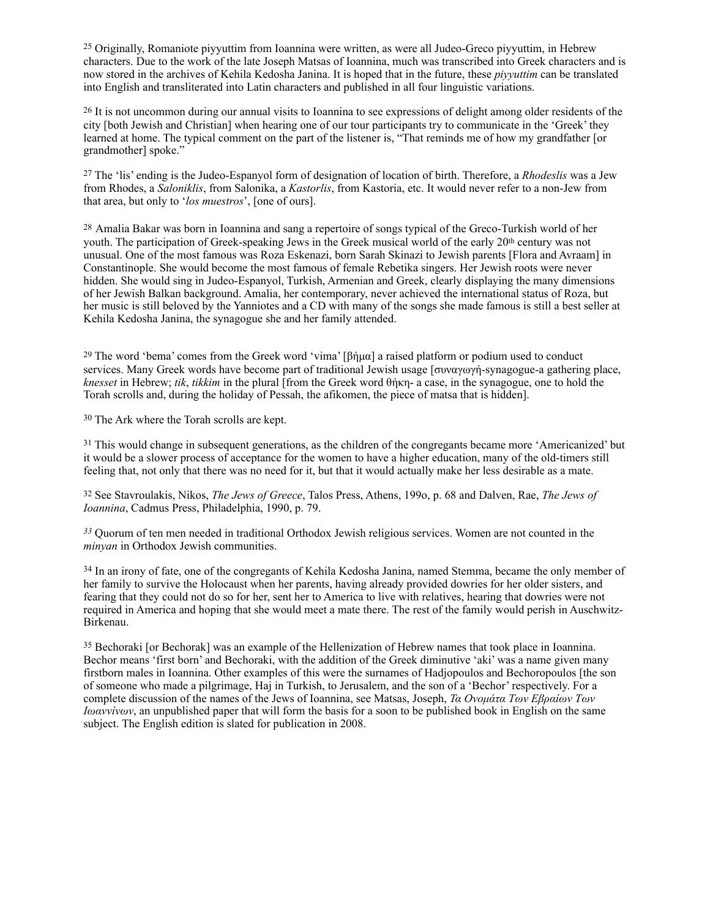[25] Originally, Romaniote piyyuttim from Ioannina were written, as were all Judeo-Greco piyyuttim, in Hebrew characters. Due to the work of the late Joseph Matsas of Ioannina, much was transcribed into Greek characters and is now stored in the archives of Kehila Kedosha Janina. It is hoped that in the future, these *piyyuttim* can be translated into English and transliterated into Latin characters and published in all four linguistic variations.

[26] It is not uncommon during our annual visits to Ioannina to see expressions of delight among older residents of the city [both Jewish and Christian] when hearing one of our tour participants try to communicate in the 'Greek' they learned at home. The typical comment on the part of the listener is, "That reminds me of how my grandfather [or grandmother] spoke."

[27] The 'lis' ending is the Judeo-Espanyol form of designation of location of birth. Therefore, a *Rhodeslis* was a Jew from Rhodes, a *Saloniklis*, from Salonika, a *Kastorlis*, from Kastoria, etc. It would never refer to a non-Jew from that area, but only to '*los muestros*', [one of ours].

[28] Amalia Bakar was born in Ioannina and sang a repertoire of songs typical of the Greco-Turkish world of her youth. The participation of Greek-speaking Jews in the Greek musical world of the early 20th century was not unusual. One of the most famous was Roza Eskenazi, born Sarah Skinazi to Jewish parents [Flora and Avraam] in Constantinople. She would become the most famous of female Rebetika singers. Her Jewish roots were never hidden. She would sing in Judeo-Espanyol, Turkish, Armenian and Greek, clearly displaying the many dimensions of her Jewish Balkan background. Amalia, her contemporary, never achieved the international status of Roza, but her music is still beloved by the Yanniotes and a CD with many of the songs she made famous is still a best seller at Kehila Kedosha Janina, the synagogue she and her family attended.

[29] The word 'bema' comes from the Greek word 'vima' [βήμα] a raised platform or podium used to conduct services. Many Greek words have become part of traditional Jewish usage [συναγωγή-synagogue-a gathering place, *knesset* in Hebrew; *tik*, *tikkim* in the plural [from the Greek word θήκη- a case, in the synagogue, one to hold the Torah scrolls and, during the holiday of Pessah, the afikomen, the piece of matsa that is hidden].

[30] The Ark where the Torah scrolls are kept.

[31] This would change in subsequent generations, as the children of the congregants became more 'Americanized' but it would be a slower process of acceptance for the women to have a higher education, many of the old-timers still feeling that, not only that there was no need for it, but that it would actually make her less desirable as a mate.

[32] See Stavroulakis, Nikos, *The Jews of Greece*, Talos Press, Athens, 199o, p. 68 and Dalven, Rae, *The Jews of Ioannina*, Cadmus Press, Philadelphia, 1990, p. 79.

[33] Quorum of ten men needed in traditional Orthodox Jewish religious services. Women are not counted in the *minyan* in Orthodox Jewish communities.

[34] In an irony of fate, one of the congregants of Kehila Kedosha Janina, named Stemma, became the only member of her family to survive the Holocaust when her parents, having already provided dowries for her older sisters, and fearing that they could not do so for her, sent her to America to live with relatives, hearing that dowries were not required in America and hoping that she would meet a mate there. The rest of the family would perish in Auschwitz-Birkenau.

[35] Bechoraki [or Bechorak] was an example of the Hellenization of Hebrew names that took place in Ioannina. Bechor means 'first born' and Bechoraki, with the addition of the Greek diminutive 'aki' was a name given many firstborn males in Ioannina. Other examples of this were the surnames of Hadjopoulos and Bechoropoulos [the son of someone who made a pilgrimage, Haj in Turkish, to Jerusalem, and the son of a 'Bechor' respectively. For a complete discussion of the names of the Jews of Ioannina, see Matsas, Joseph, *Τα Ονομάτα Των Εβραίων Των Ιωαννίνων*, an unpublished paper that will form the basis for a soon to be published book in English on the same subject. The English edition is slated for publication in 2008.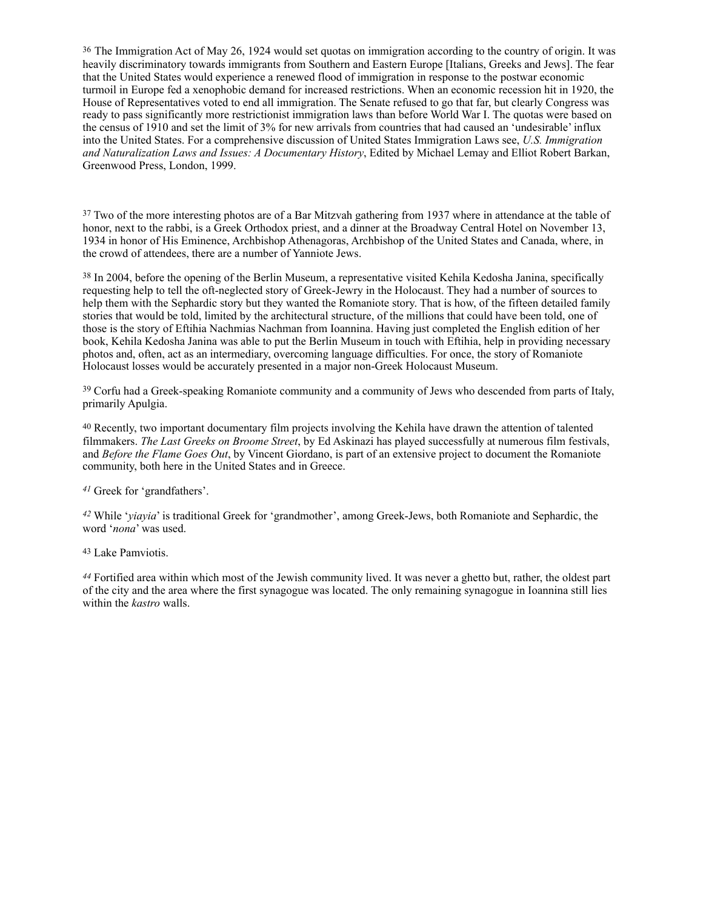[36] The Immigration Act of May 26, 1924 would set quotas on immigration according to the country of origin. It was heavily discriminatory towards immigrants from Southern and Eastern Europe [Italians, Greeks and Jews]. The fear that the United States would experience a renewed flood of immigration in response to the postwar economic turmoil in Europe fed a xenophobic demand for increased restrictions. When an economic recession hit in 1920, the House of Representatives voted to end all immigration. The Senate refused to go that far, but clearly Congress was ready to pass significantly more restrictionist immigration laws than before World War I. The quotas were based on the census of 1910 and set the limit of 3% for new arrivals from countries that had caused an 'undesirable' influx into the United States. For a comprehensive discussion of United States Immigration Laws see, *U.S. Immigration and Naturalization Laws and Issues: A Documentary History*, Edited by Michael Lemay and Elliot Robert Barkan, Greenwood Press, London, 1999.

[37] Two of the more interesting photos are of a Bar Mitzvah gathering from 1937 where in attendance at the table of honor, next to the rabbi, is a Greek Orthodox priest, and a dinner at the Broadway Central Hotel on November 13, 1934 in honor of His Eminence, Archbishop Athenagoras, Archbishop of the United States and Canada, where, in the crowd of attendees, there are a number of Yanniote Jews.

[38] In 2004, before the opening of the Berlin Museum, a representative visited Kehila Kedosha Janina, specifically requesting help to tell the oft-neglected story of Greek-Jewry in the Holocaust. They had a number of sources to help them with the Sephardic story but they wanted the Romaniote story. That is how, of the fifteen detailed family stories that would be told, limited by the architectural structure, of the millions that could have been told, one of those is the story of Eftihia Nachmias Nachman from Ioannina. Having just completed the English edition of her book, Kehila Kedosha Janina was able to put the Berlin Museum in touch with Eftihia, help in providing necessary photos and, often, act as an intermediary, overcoming language difficulties. For once, the story of Romaniote Holocaust losses would be accurately presented in a major non-Greek Holocaust Museum.

[39] Corfu had a Greek-speaking Romaniote community and a community of Jews who descended from parts of Italy, primarily Apulgia.

[40] Recently, two important documentary film projects involving the Kehila have drawn the attention of talented filmmakers. *The Last Greeks on Broome Street*, by Ed Askinazi has played successfully at numerous film festivals, and *Before the Flame Goes Out*, by Vincent Giordano, is part of an extensive project to document the Romaniote community, both here in the United States and in Greece.

[41] Greek for 'grandfathers'.

[42] While '*yiayia*' is traditional Greek for 'grandmother', among Greek-Jews, both Romaniote and Sephardic, the word '*nona*' was used.

[43] Lake Pamviotis.

[44] Fortified area within which most of the Jewish community lived. It was never a ghetto but, rather, the oldest part of the city and the area where the first synagogue was located. The only remaining synagogue in Ioannina still lies within the *kastro* walls.